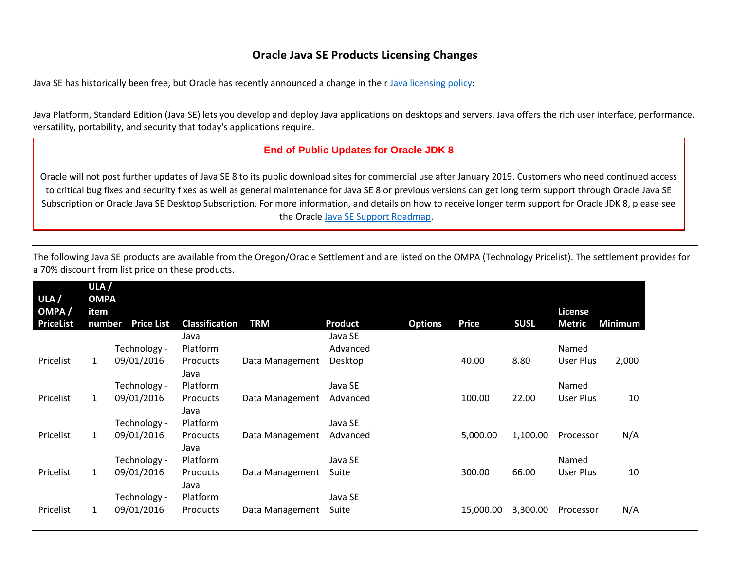# Oracle Java SE Products Licensing Changes

Java SE has historically been free, but Oracle has recently announced a change in their [Java licensing policy](Java licensing policy):

Java Platform, Standard Edition (Java SE) lets you develop and deploy Java applications on desktops and servers. Java offers the rich user interface, performance, versatility, portability, and security that today's applications require.

## End of Public Updates for Oracle JDK 8

Oracle will not post further updates of Java SE 8 to its public download sites for commercial use after January 2019. Customers who need continued access to critical bug fixes and security fixes as well as general maintenance for Java SE 8 or previous versions can get long term support through Oracle Java SE Subscription or Oracle Java SE Desktop Subscription. For more information, and details on how to receive longer term support for Oracle JDK 8, please see the Oracle [Java SE Support Roadmap](Java SE Support Roadmap).

---

The following Java SE products are available from the Oregon/Oracle Settlement and are listed on the OMPA (Technology Pricelist). The settlement provides for a 70% discount from list price on these products.

| ULA / OMPA / PriceList | ULA / OMPA item number | Price List | Classification | TRM | Product | Options | Price | SUSL | License Metric | Minimum |
|---|---|---|---|---|---|---|---|---|---|---|
| Pricelist | 1 | Technology - 09/01/2016 | Java Platform Products | Data Management | Java SE Advanced Desktop | | 40.00 | 8.80 | Named User Plus | 2,000 |
| Pricelist | 1 | Technology - 09/01/2016 | Java Platform Products | Data Management | Java SE Advanced | | 100.00 | 22.00 | Named User Plus | 10 |
| Pricelist | 1 | Technology - 09/01/2016 | Java Platform Products | Data Management | Java SE Advanced | | 5,000.00 | 1,100.00 | Processor | N/A |
| Pricelist | 1 | Technology - 09/01/2016 | Java Platform Products | Data Management | Java SE Suite | | 300.00 | 66.00 | Named User Plus | 10 |
| Pricelist | 1 | Technology - 09/01/2016 | Java Platform Products | Data Management | Java SE Suite | | 15,000.00 | 3,300.00 | Processor | N/A |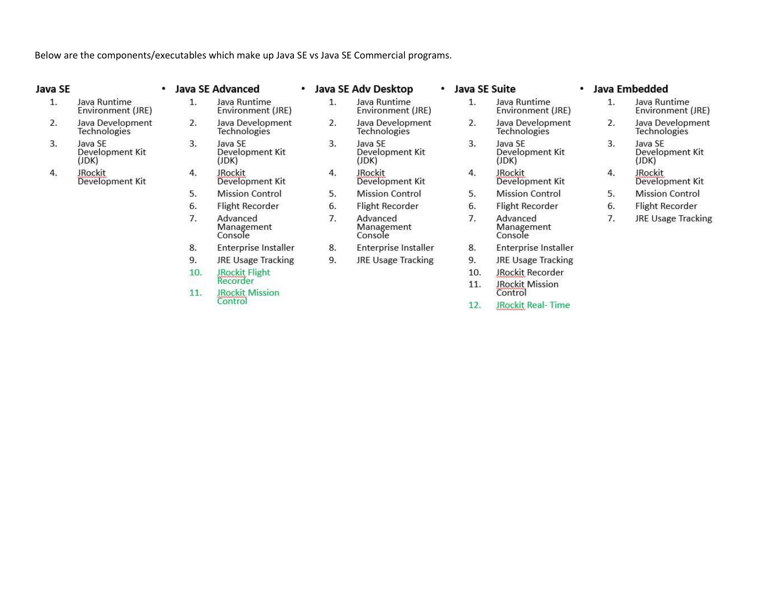Below are the components/executables which make up Java SE vs Java SE Commercial programs.

**Java SE**

1. Java Runtime Environment (JRE)
2. Java Development Technologies
3. Java SE Development Kit (JDK)
4. JRockit Development Kit

- **Java SE Advanced**

1. Java Runtime Environment (JRE)
2. Java Development Technologies
3. Java SE Development Kit (JDK)
4. JRockit Development Kit
5. Mission Control
6. Flight Recorder
7. Advanced Management Console
8. Enterprise Installer
9. JRE Usage Tracking
10. JRockit Flight Recorder
11. JRockit Mission Control

- **Java SE Adv Desktop**

1. Java Runtime Environment (JRE)
2. Java Development Technologies
3. Java SE Development Kit (JDK)
4. JRockit Development Kit
5. Mission Control
6. Flight Recorder
7. Advanced Management Console
8. Enterprise Installer
9. JRE Usage Tracking

- **Java SE Suite**

1. Java Runtime Environment (JRE)
2. Java Development Technologies
3. Java SE Development Kit (JDK)
4. JRockit Development Kit
5. Mission Control
6. Flight Recorder
7. Advanced Management Console
8. Enterprise Installer
9. JRE Usage Tracking
10. JRockit Recorder
11. JRockit Mission Control
12. JRockit Real- Time

- **Java Embedded**

1. Java Runtime Environment (JRE)
2. Java Development Technologies
3. Java SE Development Kit (JDK)
4. JRockit Development Kit
5. Mission Control
6. Flight Recorder
7. JRE Usage Tracking